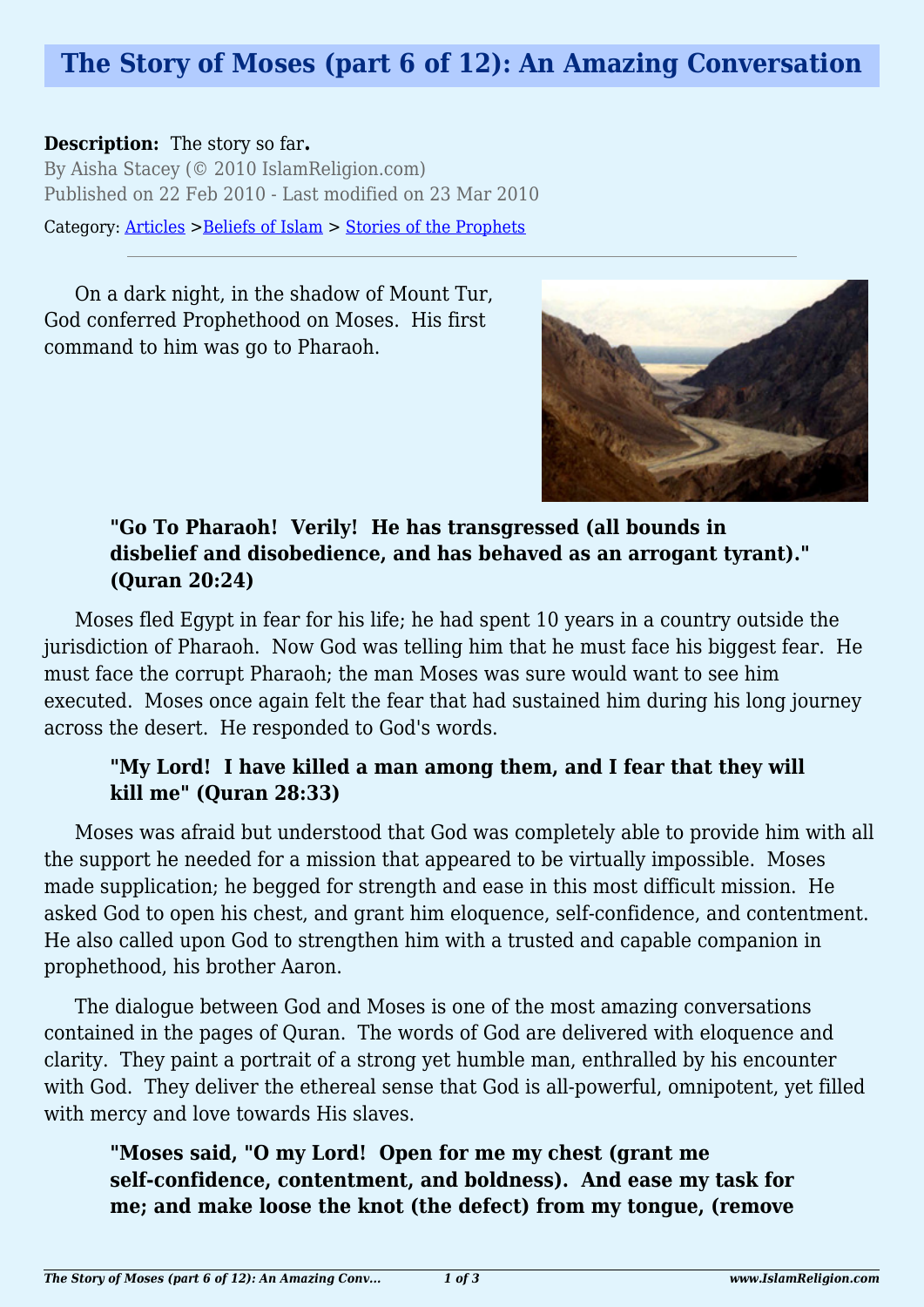# The Story of Moses (part 6 of 12): An Amazing Conversation

**Description:** The story so far**.**

By Aisha Stacey (© 2010 IslamReligion.com)

Published on 22 Feb 2010 - Last modified on 23 Mar 2010

Category: [Articles](#) >[Beliefs of Islam](#) > [Stories of the Prophets](#)

---

On a dark night, in the shadow of Mount Tur, God conferred Prophethood on Moses. His first command to him was go to Pharaoh.

> **"Go To Pharaoh! Verily! He has transgressed (all bounds in disbelief and disobedience, and has behaved as an arrogant tyrant)." (Quran 20:24)**

Moses fled Egypt in fear for his life; he had spent 10 years in a country outside the jurisdiction of Pharaoh. Now God was telling him that he must face his biggest fear. He must face the corrupt Pharaoh; the man Moses was sure would want to see him executed. Moses once again felt the fear that had sustained him during his long journey across the desert. He responded to God's words.

> **"My Lord! I have killed a man among them, and I fear that they will kill me" (Quran 28:33)**

Moses was afraid but understood that God was completely able to provide him with all the support he needed for a mission that appeared to be virtually impossible. Moses made supplication; he begged for strength and ease in this most difficult mission. He asked God to open his chest, and grant him eloquence, self-confidence, and contentment. He also called upon God to strengthen him with a trusted and capable companion in prophethood, his brother Aaron.

The dialogue between God and Moses is one of the most amazing conversations contained in the pages of Quran. The words of God are delivered with eloquence and clarity. They paint a portrait of a strong yet humble man, enthralled by his encounter with God. They deliver the ethereal sense that God is all-powerful, omnipotent, yet filled with mercy and love towards His slaves.

> **"Moses said, "O my Lord! Open for me my chest (grant me self-confidence, contentment, and boldness). And ease my task for me; and make loose the knot (the defect) from my tongue, (remove**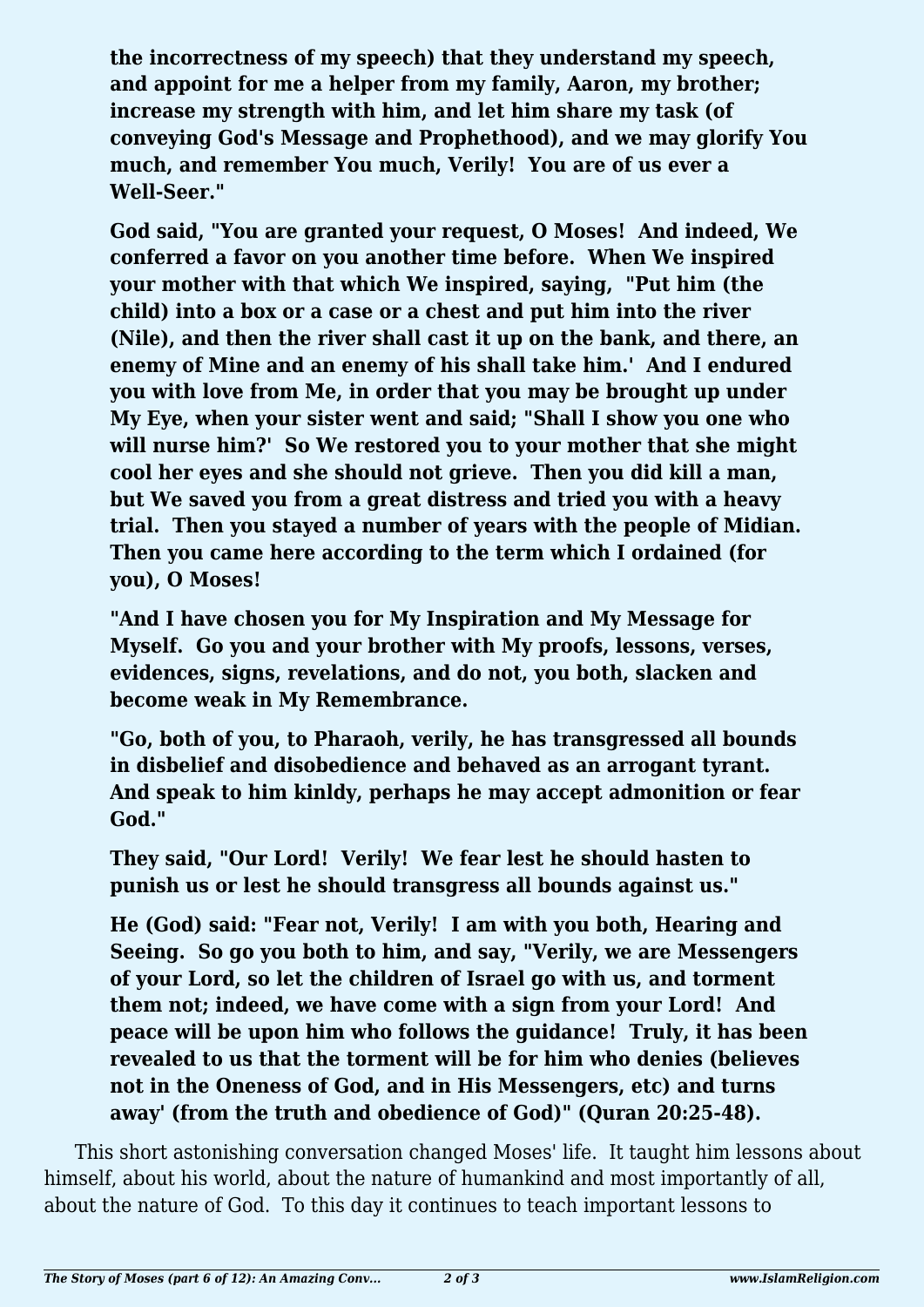**the incorrectness of my speech) that they understand my speech, and appoint for me a helper from my family, Aaron, my brother; increase my strength with him, and let him share my task (of conveying God's Message and Prophethood), and we may glorify You much, and remember You much, Verily! You are of us ever a Well-Seer."**

**God said, "You are granted your request, O Moses! And indeed, We conferred a favor on you another time before. When We inspired your mother with that which We inspired, saying, "Put him (the child) into a box or a case or a chest and put him into the river (Nile), and then the river shall cast it up on the bank, and there, an enemy of Mine and an enemy of his shall take him.' And I endured you with love from Me, in order that you may be brought up under My Eye, when your sister went and said; "Shall I show you one who will nurse him?' So We restored you to your mother that she might cool her eyes and she should not grieve. Then you did kill a man, but We saved you from a great distress and tried you with a heavy trial. Then you stayed a number of years with the people of Midian. Then you came here according to the term which I ordained (for you), O Moses!**

**"And I have chosen you for My Inspiration and My Message for Myself. Go you and your brother with My proofs, lessons, verses, evidences, signs, revelations, and do not, you both, slacken and become weak in My Remembrance.**

**"Go, both of you, to Pharaoh, verily, he has transgressed all bounds in disbelief and disobedience and behaved as an arrogant tyrant. And speak to him kinldy, perhaps he may accept admonition or fear God."**

**They said, "Our Lord! Verily! We fear lest he should hasten to punish us or lest he should transgress all bounds against us."**

**He (God) said: "Fear not, Verily! I am with you both, Hearing and Seeing. So go you both to him, and say, "Verily, we are Messengers of your Lord, so let the children of Israel go with us, and torment them not; indeed, we have come with a sign from your Lord! And peace will be upon him who follows the guidance! Truly, it has been revealed to us that the torment will be for him who denies (believes not in the Oneness of God, and in His Messengers, etc) and turns away' (from the truth and obedience of God)" (Quran 20:25-48).**

This short astonishing conversation changed Moses' life. It taught him lessons about himself, about his world, about the nature of humankind and most importantly of all, about the nature of God. To this day it continues to teach important lessons to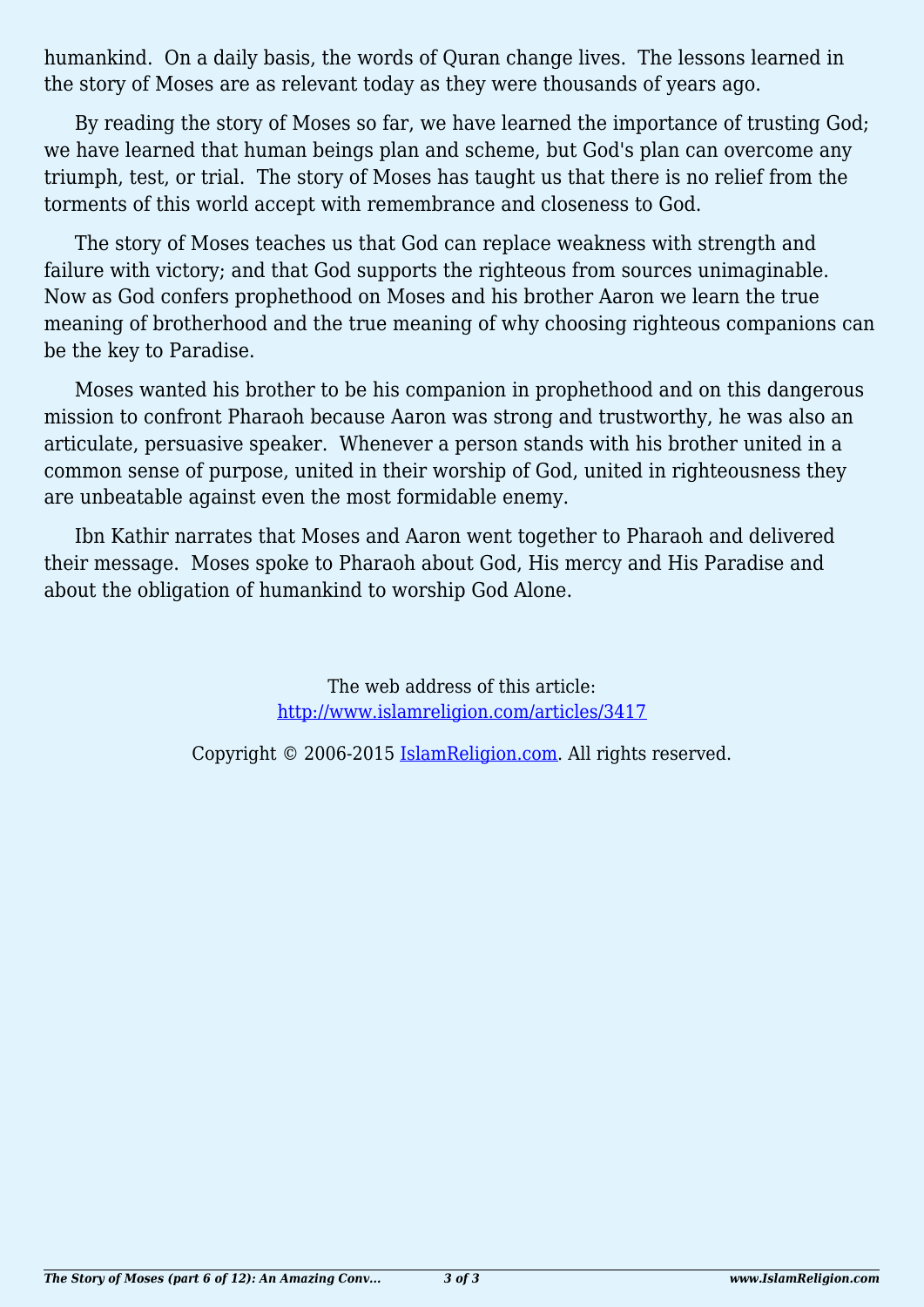humankind.  On a daily basis, the words of Quran change lives.  The lessons learned in the story of Moses are as relevant today as they were thousands of years ago.

By reading the story of Moses so far, we have learned the importance of trusting God; we have learned that human beings plan and scheme, but God's plan can overcome any triumph, test, or trial.  The story of Moses has taught us that there is no relief from the torments of this world accept with remembrance and closeness to God.

The story of Moses teaches us that God can replace weakness with strength and failure with victory; and that God supports the righteous from sources unimaginable.  Now as God confers prophethood on Moses and his brother Aaron we learn the true meaning of brotherhood and the true meaning of why choosing righteous companions can be the key to Paradise.

Moses wanted his brother to be his companion in prophethood and on this dangerous mission to confront Pharaoh because Aaron was strong and trustworthy, he was also an articulate, persuasive speaker.  Whenever a person stands with his brother united in a common sense of purpose, united in their worship of God, united in righteousness they are unbeatable against even the most formidable enemy.

Ibn Kathir narrates that Moses and Aaron went together to Pharaoh and delivered their message.  Moses spoke to Pharaoh about God, His mercy and His Paradise and about the obligation of humankind to worship God Alone.

The web address of this article:
[http://www.islamreligion.com/articles/3417](http://www.islamreligion.com/articles/3417)

Copyright © 2006-2015 [IslamReligion.com](http://www.islamreligion.com). All rights reserved.